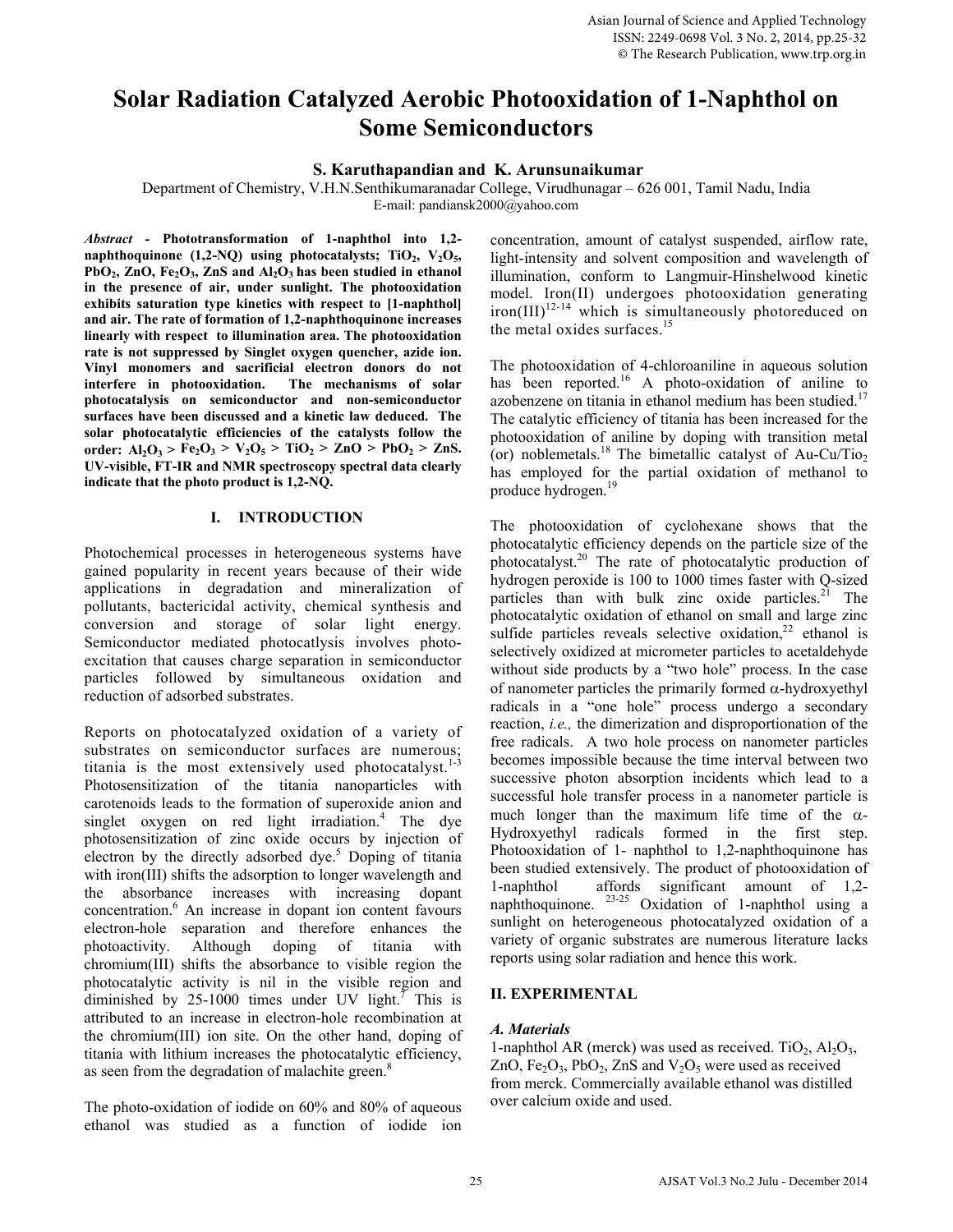# Solar Radiation Catalyzed Aerobic Photooxidation of 1-Naphthol on Some Semiconductors

**S. Karuthapandian and K. Arunsunaikumar**

Department of Chemistry, V.H.N.Senthikumaranadar College, Virudhunagar – 626 001, Tamil Nadu, India

E-mail: pandiansk2000@yahoo.com

***Abstract*** - **Phototransformation of 1-naphthol into 1,2-naphthoquinone (1,2-NQ) using photocatalysts; $TiO_2$, $V_2O_5$, $PbO_2$, ZnO, $Fe_2O_3$, ZnS and $Al_2O_3$ has been studied in ethanol in the presence of air, under sunlight. The photooxidation exhibits saturation type kinetics with respect to [1-naphthol] and air. The rate of formation of 1,2-naphthoquinone increases linearly with respect to illumination area. The photooxidation rate is not suppressed by Singlet oxygen quencher, azide ion. Vinyl monomers and sacrificial electron donors do not interfere in photooxidation. The mechanisms of solar photocatalysis on semiconductor and non-semiconductor surfaces have been discussed and a kinetic law deduced. The solar photocatalytic efficiencies of the catalysts follow the order: $Al_2O_3$ > $Fe_2O_3$ > $V_2O_5$ > $TiO_2$ > ZnO > $PbO_2$ > ZnS. UV-visible, FT-IR and NMR spectroscopy spectral data clearly indicate that the photo product is 1,2-NQ.**

## I. INTRODUCTION

Photochemical processes in heterogeneous systems have gained popularity in recent years because of their wide applications in degradation and mineralization of pollutants, bactericidal activity, chemical synthesis and conversion and storage of solar light energy. Semiconductor mediated photocatlysis involves photo-excitation that causes charge separation in semiconductor particles followed by simultaneous oxidation and reduction of adsorbed substrates.

Reports on photocatalyzed oxidation of a variety of substrates on semiconductor surfaces are numerous; titania is the most extensively used photocatalyst.[1-3] Photosensitization of the titania nanoparticles with carotenoids leads to the formation of superoxide anion and singlet oxygen on red light irradiation.[4] The dye photosensitization of zinc oxide occurs by injection of electron by the directly adsorbed dye.[5] Doping of titania with iron(III) shifts the adsorption to longer wavelength and the absorbance increases with increasing dopant concentration.[6] An increase in dopant ion content favours electron-hole separation and therefore enhances the photoactivity. Although doping of titania with chromium(III) shifts the absorbance to visible region the photocatalytic activity is nil in the visible region and diminished by 25-1000 times under UV light.[7] This is attributed to an increase in electron-hole recombination at the chromium(III) ion site. On the other hand, doping of titania with lithium increases the photocatalytic efficiency, as seen from the degradation of malachite green.[8]

The photo-oxidation of iodide on 60% and 80% of aqueous ethanol was studied as a function of iodide ion concentration, amount of catalyst suspended, airflow rate, light-intensity and solvent composition and wavelength of illumination, conform to Langmuir-Hinshelwood kinetic model. Iron(II) undergoes photooxidation generating iron(III)[12-14] which is simultaneously photoreduced on the metal oxides surfaces.[15]

The photooxidation of 4-chloroaniline in aqueous solution has been reported.[16] A photo-oxidation of aniline to azobenzene on titania in ethanol medium has been studied.[17] The catalytic efficiency of titania has been increased for the photooxidation of aniline by doping with transition metal (or) noblemetals.[18] The bimetallic catalyst of Au-Cu/$TiO_2$ has employed for the partial oxidation of methanol to produce hydrogen.[19]

The photooxidation of cyclohexane shows that the photocatalytic efficiency depends on the particle size of the photocatalyst.[20] The rate of photocatalytic production of hydrogen peroxide is 100 to 1000 times faster with Q-sized particles than with bulk zinc oxide particles.[21] The photocatalytic oxidation of ethanol on small and large zinc sulfide particles reveals selective oxidation,[22] ethanol is selectively oxidized at micrometer particles to acetaldehyde without side products by a "two hole" process. In the case of nanometer particles the primarily formed α-hydroxyethyl radicals in a "one hole" process undergo a secondary reaction, *i.e.,* the dimerization and disproportionation of the free radicals. A two hole process on nanometer particles becomes impossible because the time interval between two successive photon absorption incidents which lead to a successful hole transfer process in a nanometer particle is much longer than the maximum life time of the α-Hydroxyethyl radicals formed in the first step. Photooxidation of 1- naphthol to 1,2-naphthoquinone has been studied extensively. The product of photooxidation of 1-naphthol affords significant amount of 1,2-naphthoquinone.[23-25] Oxidation of 1-naphthol using a sunlight on heterogeneous photocatalyzed oxidation of a variety of organic substrates are numerous literature lacks reports using solar radiation and hence this work.

## II. EXPERIMENTAL

### *A. Materials*

1-naphthol AR (merck) was used as received. $TiO_2$, $Al_2O_3$, ZnO, $Fe_2O_3$, $PbO_2$, ZnS and $V_2O_5$ were used as received from merck. Commercially available ethanol was distilled over calcium oxide and used.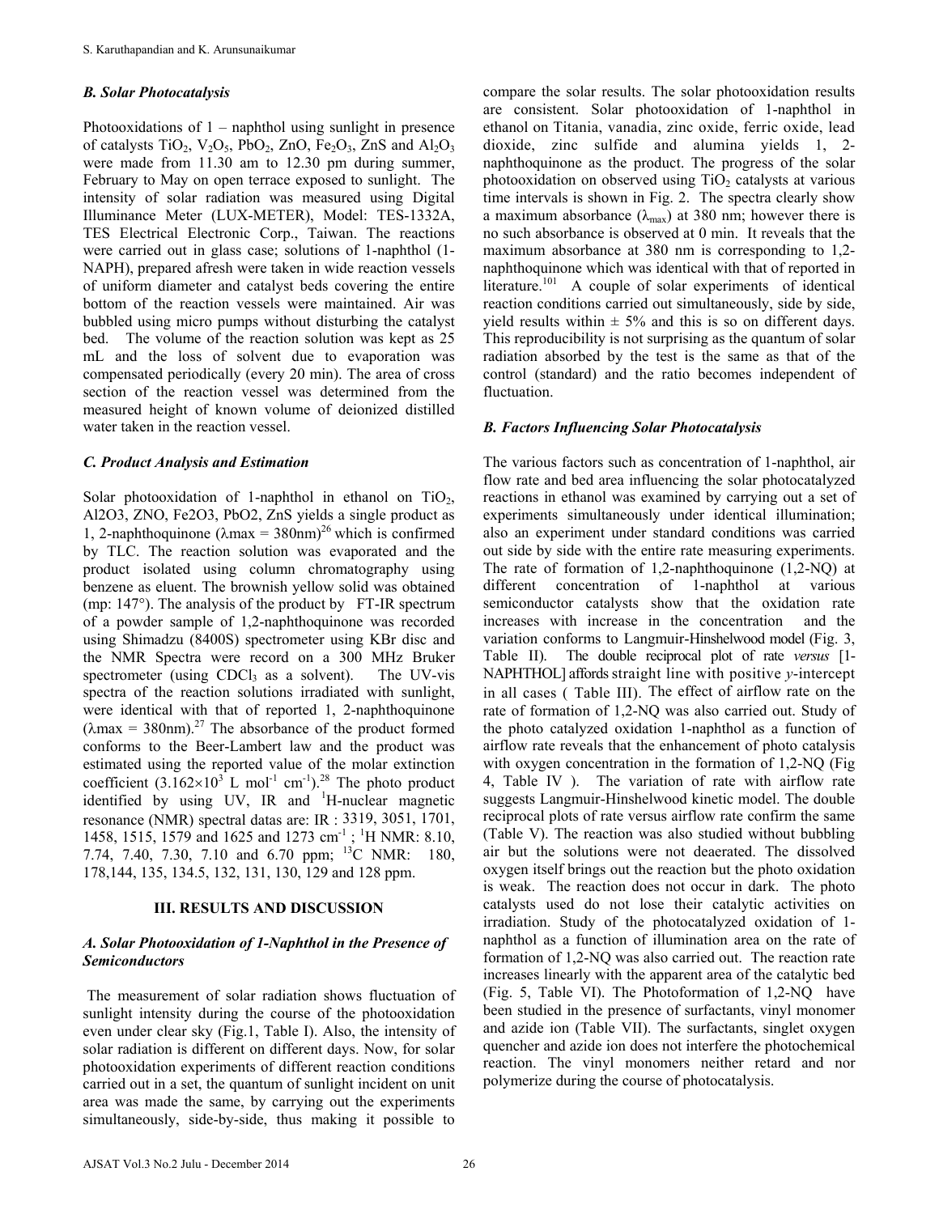### B. Solar Photocatalysis

Photooxidations of 1 – naphthol using sunlight in presence of catalysts $TiO_2$, $V_2O_5$, $PbO_2$, ZnO, $Fe_2O_3$, ZnS and $Al_2O_3$ were made from 11.30 am to 12.30 pm during summer, February to May on open terrace exposed to sunlight. The intensity of solar radiation was measured using Digital Illuminance Meter (LUX-METER), Model: TES-1332A, TES Electrical Electronic Corp., Taiwan. The reactions were carried out in glass case; solutions of 1-naphthol (1-NAPH), prepared afresh were taken in wide reaction vessels of uniform diameter and catalyst beds covering the entire bottom of the reaction vessels were maintained. Air was bubbled using micro pumps without disturbing the catalyst bed. The volume of the reaction solution was kept as 25 mL and the loss of solvent due to evaporation was compensated periodically (every 20 min). The area of cross section of the reaction vessel was determined from the measured height of known volume of deionized distilled water taken in the reaction vessel.

### C. Product Analysis and Estimation

Solar photooxidation of 1-naphthol in ethanol on $TiO_2$, Al2O3, ZNO, Fe2O3, PbO2, ZnS yields a single product as 1, 2-naphthoquinone ($\lambda max = 380nm$)[26] which is confirmed by TLC. The reaction solution was evaporated and the product isolated using column chromatography using benzene as eluent. The brownish yellow solid was obtained (mp: 147°). The analysis of the product by FT-IR spectrum of a powder sample of 1,2-naphthoquinone was recorded using Shimadzu (8400S) spectrometer using KBr disc and the NMR Spectra were record on a 300 MHz Bruker spectrometer (using $CDCl_3$ as a solvent). The UV-vis spectra of the reaction solutions irradiated with sunlight, were identical with that of reported 1, 2-naphthoquinone ($\lambda max = 380nm$).[27] The absorbance of the product formed conforms to the Beer-Lambert law and the product was estimated using the reported value of the molar extinction coefficient ($3.162\times10^3$ L mol$^{-1}$ cm$^{-1}$).[28] The photo product identified by using UV, IR and $^1$H-nuclear magnetic resonance (NMR) spectral datas are: IR : 3319, 3051, 1701, 1458, 1515, 1579 and 1625 and 1273 cm$^{-1}$ ; $^1$H NMR: 8.10, 7.74, 7.40, 7.30, 7.10 and 6.70 ppm; $^{13}$C NMR: 180, 178,144, 135, 134.5, 132, 131, 130, 129 and 128 ppm.

## III. RESULTS AND DISCUSSION

### A. Solar Photooxidation of 1-Naphthol in the Presence of Semiconductors

The measurement of solar radiation shows fluctuation of sunlight intensity during the course of the photooxidation even under clear sky (Fig.1, Table I). Also, the intensity of solar radiation is different on different days. Now, for solar photooxidation experiments of different reaction conditions carried out in a set, the quantum of sunlight incident on unit area was made the same, by carrying out the experiments simultaneously, side-by-side, thus making it possible to compare the solar results. The solar photooxidation results are consistent. Solar photooxidation of 1-naphthol in ethanol on Titania, vanadia, zinc oxide, ferric oxide, lead dioxide, zinc sulfide and alumina yields 1, 2-naphthoquinone as the product. The progress of the solar photooxidation on observed using $TiO_2$ catalysts at various time intervals is shown in Fig. 2. The spectra clearly show a maximum absorbance ($\lambda_{max}$) at 380 nm; however there is no such absorbance is observed at 0 min. It reveals that the maximum absorbance at 380 nm is corresponding to 1,2-naphthoquinone which was identical with that of reported in literature.[101] A couple of solar experiments of identical reaction conditions carried out simultaneously, side by side, yield results within ± 5% and this is so on different days. This reproducibility is not surprising as the quantum of solar radiation absorbed by the test is the same as that of the control (standard) and the ratio becomes independent of fluctuation.

### B. Factors Influencing Solar Photocatalysis

The various factors such as concentration of 1-naphthol, air flow rate and bed area influencing the solar photocatalyzed reactions in ethanol was examined by carrying out a set of experiments simultaneously under identical illumination; also an experiment under standard conditions was carried out side by side with the entire rate measuring experiments. The rate of formation of 1,2-naphthoquinone (1,2-NQ) at different concentration of 1-naphthol at various semiconductor catalysts show that the oxidation rate increases with increase in the concentration and the variation conforms to Langmuir-Hinshelwood model (Fig. 3, Table II). The double reciprocal plot of rate *versus* [1-NAPHTHOL] affords straight line with positive *y*-intercept in all cases ( Table III). The effect of airflow rate on the rate of formation of 1,2-NQ was also carried out. Study of the photo catalyzed oxidation 1-naphthol as a function of airflow rate reveals that the enhancement of photo catalysis with oxygen concentration in the formation of 1,2-NQ (Fig 4, Table IV ). The variation of rate with airflow rate suggests Langmuir-Hinshelwood kinetic model. The double reciprocal plots of rate versus airflow rate confirm the same (Table V). The reaction was also studied without bubbling air but the solutions were not deaerated. The dissolved oxygen itself brings out the reaction but the photo oxidation is weak. The reaction does not occur in dark. The photo catalysts used do not lose their catalytic activities on irradiation. Study of the photocatalyzed oxidation of 1-naphthol as a function of illumination area on the rate of formation of 1,2-NQ was also carried out. The reaction rate increases linearly with the apparent area of the catalytic bed (Fig. 5, Table VI). The Photoformation of 1,2-NQ have been studied in the presence of surfactants, vinyl monomer and azide ion (Table VII). The surfactants, singlet oxygen quencher and azide ion does not interfere the photochemical reaction. The vinyl monomers neither retard and nor polymerize during the course of photocatalysis.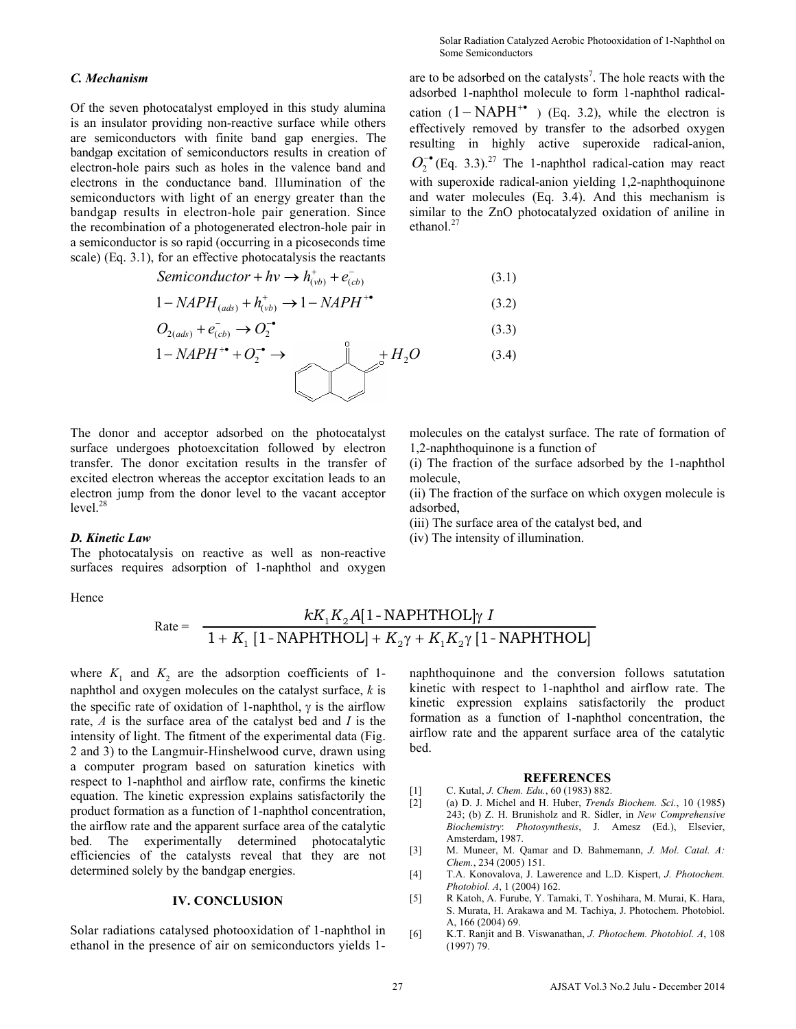### C. Mechanism

Of the seven photocatalyst employed in this study alumina is an insulator providing non-reactive surface while others are semiconductors with finite band gap energies. The bandgap excitation of semiconductors results in creation of electron-hole pairs such as holes in the valence band and electrons in the conductance band. Illumination of the semiconductors with light of an energy greater than the bandgap results in electron-hole pair generation. Since the recombination of a photogenerated electron-hole pair in a semiconductor is so rapid (occurring in a picoseconds time scale) (Eq. 3.1), for an effective photocatalysis the reactants are to be adsorbed on the catalysts[7]. The hole reacts with the adsorbed 1-naphthol molecule to form 1-naphthol radical-cation ($1-NAPH^{+\bullet}$) (Eq. 3.2), while the electron is effectively removed by transfer to the adsorbed oxygen resulting in highly active superoxide radical-anion, $O_2^{-\bullet}$ (Eq. 3.3).[27] The 1-naphthol radical-cation may react with superoxide radical-anion yielding 1,2-naphthoquinone and water molecules (Eq. 3.4). And this mechanism is similar to the ZnO photocatalyzed oxidation of aniline in ethanol.[27]

$$Semiconductor + h\nu \rightarrow h^+_{(vb)} + e^-_{(cb)} \tag{3.1}$$

$$1-NAPH_{(ads)} + h^+_{(vb)} \rightarrow 1-NAPH^{+\bullet} \tag{3.2}$$

$$O_{2(ads)} + e^-_{(cb)} \rightarrow O_2^{-\bullet} \tag{3.3}$$

$$1-NAPH^{+\bullet} + O_2^{-\bullet} \rightarrow \text{1,2-naphthoquinone} + H_2O \tag{3.4}$$

The donor and acceptor adsorbed on the photocatalyst surface undergoes photoexcitation followed by electron transfer. The donor excitation results in the transfer of excited electron whereas the acceptor excitation leads to an electron jump from the donor level to the vacant acceptor level.[28]

### D. Kinetic Law

The photocatalysis on reactive as well as non-reactive surfaces requires adsorption of 1-naphthol and oxygen molecules on the catalyst surface. The rate of formation of 1,2-naphthoquinone is a function of

(i) The fraction of the surface adsorbed by the 1-naphthol molecule,

(ii) The fraction of the surface on which oxygen molecule is adsorbed,

(iii) The surface area of the catalyst bed, and

(iv) The intensity of illumination.

Hence

$$\text{Rate} = \frac{kK_1K_2A[\text{1-NAPHTHOL}]\gamma\ I}{1 + K_1\ [\text{1-NAPHTHOL}] + K_2\gamma + K_1K_2\gamma\ [\text{1-NAPHTHOL}]}$$

where $K_1$ and $K_2$ are the adsorption coefficients of 1-naphthol and oxygen molecules on the catalyst surface, $k$ is the specific rate of oxidation of 1-naphthol, $\gamma$ is the airflow rate, $A$ is the surface area of the catalyst bed and $I$ is the intensity of light. The fitment of the experimental data (Fig. 2 and 3) to the Langmuir-Hinshelwood curve, drawn using a computer program based on saturation kinetics with respect to 1-naphthol and airflow rate, confirms the kinetic equation. The kinetic expression explains satisfactorily the product formation as a function of 1-naphthol concentration, the airflow rate and the apparent surface area of the catalytic bed. The experimentally determined photocatalytic efficiencies of the catalysts reveal that they are not determined solely by the bandgap energies.

## IV. CONCLUSION

Solar radiations catalysed photooxidation of 1-naphthol in ethanol in the presence of air on semiconductors yields 1-naphthoquinone and the conversion follows satutation kinetic with respect to 1-naphthol and airflow rate. The kinetic expression explains satisfactorily the product formation as a function of 1-naphthol concentration, the airflow rate and the apparent surface area of the catalytic bed.

## REFERENCES

[1] C. Kutal, *J. Chem. Edu.*, 60 (1983) 882.

[2] (a) D. J. Michel and H. Huber, *Trends Biochem. Sci.*, 10 (1985) 243; (b) Z. H. Brunisholz and R. Sidler, in *New Comprehensive Biochemistry*: *Photosynthesis*, J. Amesz (Ed.), Elsevier, Amsterdam, 1987.

[3] M. Muneer, M. Qamar and D. Bahmemann, *J. Mol. Catal. A: Chem.*, 234 (2005) 151.

[4] T.A. Konovalova, J. Lawerence and L.D. Kispert, *J. Photochem. Photobiol. A*, 1 (2004) 162.

[5] R Katoh, A. Furube, Y. Tamaki, T. Yoshihara, M. Murai, K. Hara, S. Murata, H. Arakawa and M. Tachiya, J. Photochem. Photobiol. A, 166 (2004) 69.

[6] K.T. Ranjit and B. Viswanathan, *J. Photochem. Photobiol. A*, 108 (1997) 79.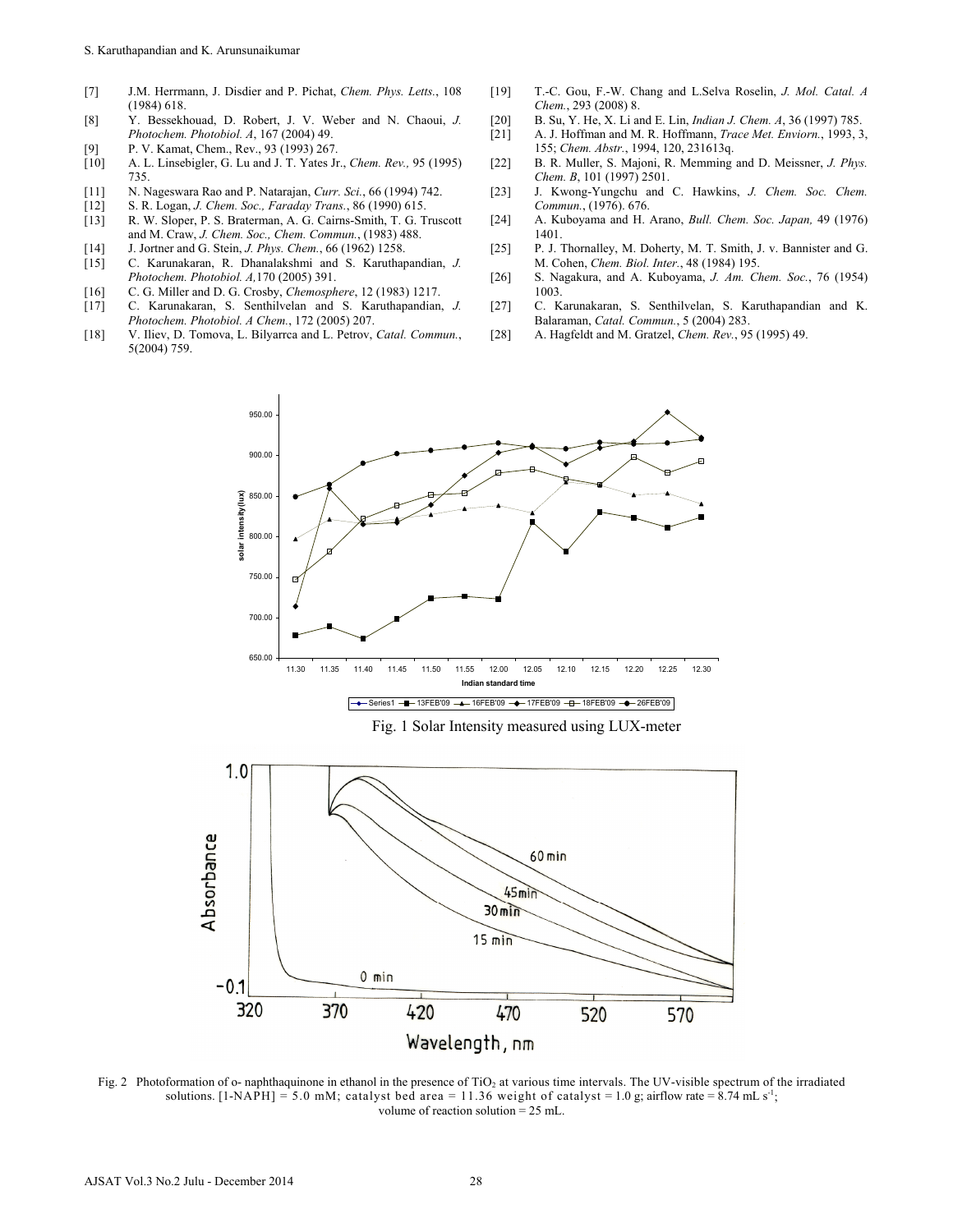[7] J.M. Herrmann, J. Disdier and P. Pichat, *Chem. Phys. Letts.*, 108 (1984) 618.

[8] Y. Bessekhouad, D. Robert, J. V. Weber and N. Chaoui, *J. Photochem. Photobiol. A*, 167 (2004) 49.

[9] P. V. Kamat, Chem., Rev., 93 (1993) 267.

[10] A. L. Linsebigler, G. Lu and J. T. Yates Jr., *Chem. Rev.,* 95 (1995) 735.

[11] N. Nageswara Rao and P. Natarajan, *Curr. Sci.*, 66 (1994) 742.

[12] S. R. Logan, *J. Chem. Soc., Faraday Trans.*, 86 (1990) 615.

[13] R. W. Sloper, P. S. Braterman, A. G. Cairns-Smith, T. G. Truscott and M. Craw, *J. Chem. Soc., Chem. Commun.*, (1983) 488.

[14] J. Jortner and G. Stein, *J. Phys. Chem.*, 66 (1962) 1258.

[15] C. Karunakaran, R. Dhanalakshmi and S. Karuthapandian, *J. Photochem. Photobiol. A,*170 (2005) 391.

[16] C. G. Miller and D. G. Crosby, *Chemosphere*, 12 (1983) 1217.

[17] C. Karunakaran, S. Senthilvelan and S. Karuthapandian, *J. Photochem. Photobiol. A Chem.*, 172 (2005) 207.

[18] V. Iliev, D. Tomova, L. Bilyarrca and L. Petrov, *Catal. Commun.*, 5(2004) 759.

[19] T.-C. Gou, F.-W. Chang and L.Selva Roselin, *J. Mol. Catal. A Chem.*, 293 (2008) 8.

[20] B. Su, Y. He, X. Li and E. Lin, *Indian J. Chem. A*, 36 (1997) 785.

[21] A. J. Hoffman and M. R. Hoffmann, *Trace Met. Enviorn.*, 1993, 3, 155; *Chem. Abstr.*, 1994, 120, 231613q.

[22] B. R. Muller, S. Majoni, R. Memming and D. Meissner, *J. Phys. Chem. B*, 101 (1997) 2501.

[23] J. Kwong-Yungchu and C. Hawkins, *J. Chem. Soc. Chem. Commun.*, (1976). 676.

[24] A. Kuboyama and H. Arano, *Bull. Chem. Soc. Japan,* 49 (1976) 1401.

[25] P. J. Thornalley, M. Doherty, M. T. Smith, J. v. Bannister and G. M. Cohen, *Chem. Biol. Inter.*, 48 (1984) 195.

[26] S. Nagakura, and A. Kuboyama, *J. Am. Chem. Soc.*, 76 (1954) 1003.

[27] C. Karunakaran, S. Senthilvelan, S. Karuthapandian and K. Balaraman, *Catal. Commun.*, 5 (2004) 283.

[28] A. Hagfeldt and M. Gratzel, *Chem. Rev.*, 95 (1995) 49.

Fig. 1 Solar Intensity measured using LUX-meter

Fig. 2 Photoformation of o- naphthaquinone in ethanol in the presence of $TiO_2$ at various time intervals. The UV-visible spectrum of the irradiated solutions. [1-NAPH] = 5.0 mM; catalyst bed area = 11.36 weight of catalyst = 1.0 g; airflow rate = 8.74 mL $s^{-1}$; volume of reaction solution = 25 mL.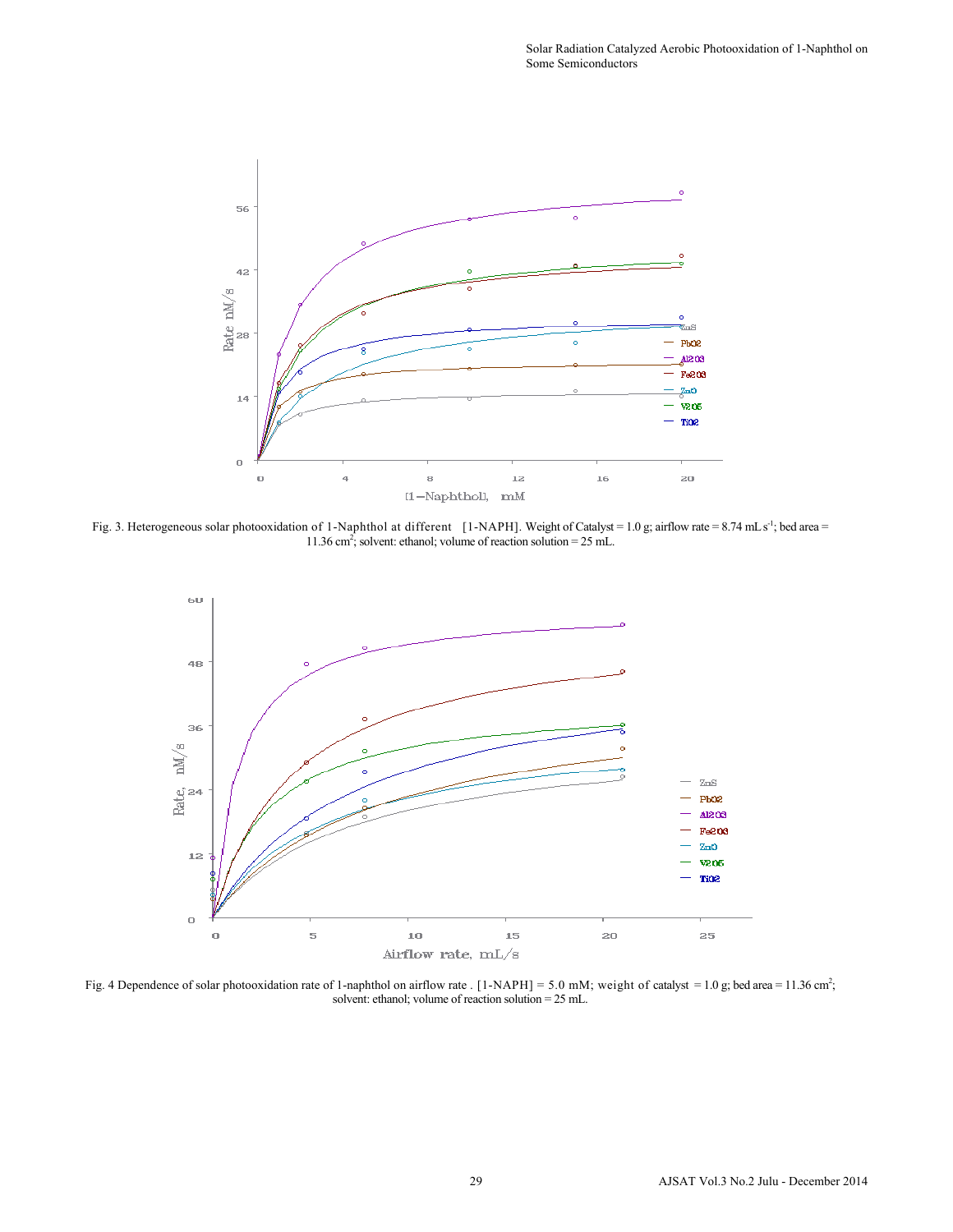Fig. 3. Heterogeneous solar photooxidation of 1-Naphthol at different [1-NAPH]. Weight of Catalyst = 1.0 g; airflow rate = 8.74 mL $s^{-1}$; bed area = 11.36 $cm^2$; solvent: ethanol; volume of reaction solution = 25 mL.

Fig. 4 Dependence of solar photooxidation rate of 1-naphthol on airflow rate . [1-NAPH] = 5.0 mM; weight of catalyst = 1.0 g; bed area = 11.36 $cm^2$; solvent: ethanol; volume of reaction solution = 25 mL.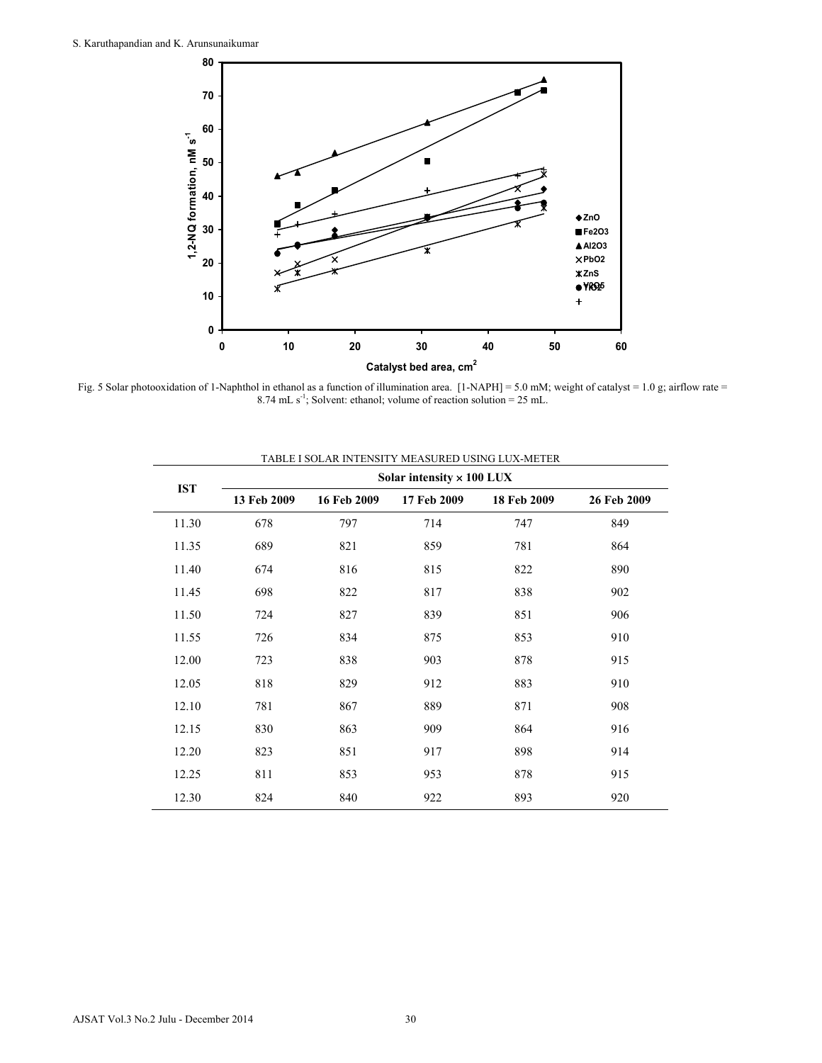Fig. 5 Solar photooxidation of 1-Naphthol in ethanol as a function of illumination area. [1-NAPH] = 5.0 mM; weight of catalyst = 1.0 g; airflow rate = 8.74 mL $s^{-1}$; Solvent: ethanol; volume of reaction solution = 25 mL.

TABLE I SOLAR INTENSITY MEASURED USING LUX-METER

| IST | Solar intensity × 100 LUX | | | | |
|---|---|---|---|---|---|
| | 13 Feb 2009 | 16 Feb 2009 | 17 Feb 2009 | 18 Feb 2009 | 26 Feb 2009 |
| 11.30 | 678 | 797 | 714 | 747 | 849 |
| 11.35 | 689 | 821 | 859 | 781 | 864 |
| 11.40 | 674 | 816 | 815 | 822 | 890 |
| 11.45 | 698 | 822 | 817 | 838 | 902 |
| 11.50 | 724 | 827 | 839 | 851 | 906 |
| 11.55 | 726 | 834 | 875 | 853 | 910 |
| 12.00 | 723 | 838 | 903 | 878 | 915 |
| 12.05 | 818 | 829 | 912 | 883 | 910 |
| 12.10 | 781 | 867 | 889 | 871 | 908 |
| 12.15 | 830 | 863 | 909 | 864 | 916 |
| 12.20 | 823 | 851 | 917 | 898 | 914 |
| 12.25 | 811 | 853 | 953 | 878 | 915 |
| 12.30 | 824 | 840 | 922 | 893 | 920 |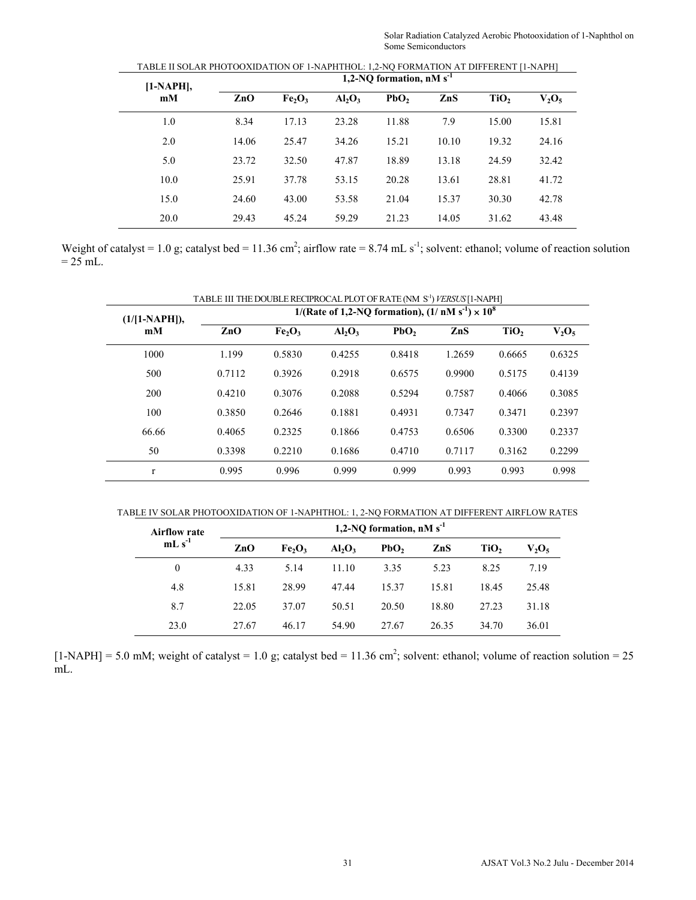TABLE II SOLAR PHOTOOXIDATION OF 1-NAPHTHOL: 1,2-NQ FORMATION AT DIFFERENT [1-NAPH]

| [1-NAPH], mM | 1,2-NQ formation, nM $s^{-1}$ | | | | | | |
|---|---|---|---|---|---|---|---|
| | ZnO | $Fe_2O_3$ | $Al_2O_3$ | $PbO_2$ | ZnS | $TiO_2$ | $V_2O_5$ |
| 1.0 | 8.34 | 17.13 | 23.28 | 11.88 | 7.9 | 15.00 | 15.81 |
| 2.0 | 14.06 | 25.47 | 34.26 | 15.21 | 10.10 | 19.32 | 24.16 |
| 5.0 | 23.72 | 32.50 | 47.87 | 18.89 | 13.18 | 24.59 | 32.42 |
| 10.0 | 25.91 | 37.78 | 53.15 | 20.28 | 13.61 | 28.81 | 41.72 |
| 15.0 | 24.60 | 43.00 | 53.58 | 21.04 | 15.37 | 30.30 | 42.78 |
| 20.0 | 29.43 | 45.24 | 59.29 | 21.23 | 14.05 | 31.62 | 43.48 |

Weight of catalyst = 1.0 g; catalyst bed = 11.36 $cm^2$; airflow rate = 8.74 mL $s^{-1}$; solvent: ethanol; volume of reaction solution = 25 mL.

TABLE III THE DOUBLE RECIPROCAL PLOT OF RATE (NM $S^{-1}$) *VERSUS* [1-NAPH]

| (1/[1-NAPH]), mM | 1/(Rate of 1,2-NQ formation), (1/ nM $s^{-1}$) $\times 10^8$ | | | | | | |
|---|---|---|---|---|---|---|---|
| | ZnO | $Fe_2O_3$ | $Al_2O_3$ | $PbO_2$ | ZnS | $TiO_2$ | $V_2O_5$ |
| 1000 | 1.199 | 0.5830 | 0.4255 | 0.8418 | 1.2659 | 0.6665 | 0.6325 |
| 500 | 0.7112 | 0.3926 | 0.2918 | 0.6575 | 0.9900 | 0.5175 | 0.4139 |
| 200 | 0.4210 | 0.3076 | 0.2088 | 0.5294 | 0.7587 | 0.4066 | 0.3085 |
| 100 | 0.3850 | 0.2646 | 0.1881 | 0.4931 | 0.7347 | 0.3471 | 0.2397 |
| 66.66 | 0.4065 | 0.2325 | 0.1866 | 0.4753 | 0.6506 | 0.3300 | 0.2337 |
| 50 | 0.3398 | 0.2210 | 0.1686 | 0.4710 | 0.7117 | 0.3162 | 0.2299 |
| r | 0.995 | 0.996 | 0.999 | 0.999 | 0.993 | 0.993 | 0.998 |

TABLE IV SOLAR PHOTOOXIDATION OF 1-NAPHTHOL: 1, 2-NQ FORMATION AT DIFFERENT AIRFLOW RATES

| Airflow rate mL $s^{-1}$ | 1,2-NQ formation, nM $s^{-1}$ | | | | | | |
|---|---|---|---|---|---|---|---|
| | ZnO | $Fe_2O_3$ | $Al_2O_3$ | $PbO_2$ | ZnS | $TiO_2$ | $V_2O_5$ |
| 0 | 4.33 | 5.14 | 11.10 | 3.35 | 5.23 | 8.25 | 7.19 |
| 4.8 | 15.81 | 28.99 | 47.44 | 15.37 | 15.81 | 18.45 | 25.48 |
| 8.7 | 22.05 | 37.07 | 50.51 | 20.50 | 18.80 | 27.23 | 31.18 |
| 23.0 | 27.67 | 46.17 | 54.90 | 27.67 | 26.35 | 34.70 | 36.01 |

[1-NAPH] = 5.0 mM; weight of catalyst = 1.0 g; catalyst bed = 11.36 $cm^2$; solvent: ethanol; volume of reaction solution = 25 mL.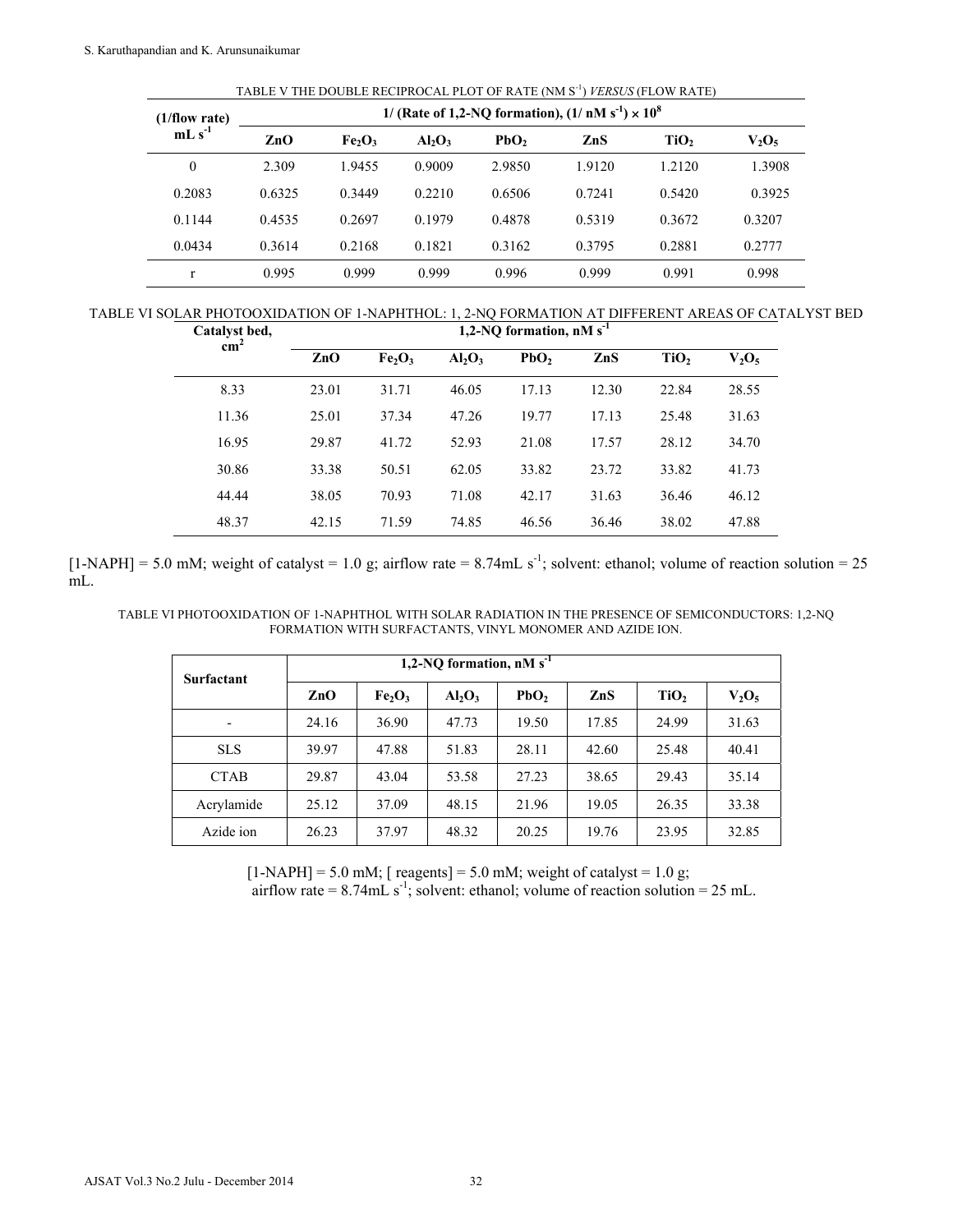TABLE V THE DOUBLE RECIPROCAL PLOT OF RATE ($nM\ s^{-1}$) *VERSUS* (FLOW RATE)

| (1/flow rate) $mL\ s^{-1}$ | 1/ (Rate of 1,2-NQ formation), ($1/\ nM\ s^{-1}$) $\times 10^8$ | | | | | | |
|---|---|---|---|---|---|---|---|
| | ZnO | $Fe_2O_3$ | $Al_2O_3$ | $PbO_2$ | ZnS | $TiO_2$ | $V_2O_5$ |
| 0 | 2.309 | 1.9455 | 0.9009 | 2.9850 | 1.9120 | 1.2120 | 1.3908 |
| 0.2083 | 0.6325 | 0.3449 | 0.2210 | 0.6506 | 0.7241 | 0.5420 | 0.3925 |
| 0.1144 | 0.4535 | 0.2697 | 0.1979 | 0.4878 | 0.5319 | 0.3672 | 0.3207 |
| 0.0434 | 0.3614 | 0.2168 | 0.1821 | 0.3162 | 0.3795 | 0.2881 | 0.2777 |
| r | 0.995 | 0.999 | 0.999 | 0.996 | 0.999 | 0.991 | 0.998 |

TABLE VI SOLAR PHOTOOXIDATION OF 1-NAPHTHOL: 1, 2-NQ FORMATION AT DIFFERENT AREAS OF CATALYST BED

| Catalyst bed, $cm^2$ | 1,2-NQ formation, $nM\ s^{-1}$ | | | | | | |
|---|---|---|---|---|---|---|---|
| | ZnO | $Fe_2O_3$ | $Al_2O_3$ | $PbO_2$ | ZnS | $TiO_2$ | $V_2O_5$ |
| 8.33 | 23.01 | 31.71 | 46.05 | 17.13 | 12.30 | 22.84 | 28.55 |
| 11.36 | 25.01 | 37.34 | 47.26 | 19.77 | 17.13 | 25.48 | 31.63 |
| 16.95 | 29.87 | 41.72 | 52.93 | 21.08 | 17.57 | 28.12 | 34.70 |
| 30.86 | 33.38 | 50.51 | 62.05 | 33.82 | 23.72 | 33.82 | 41.73 |
| 44.44 | 38.05 | 70.93 | 71.08 | 42.17 | 31.63 | 36.46 | 46.12 |
| 48.37 | 42.15 | 71.59 | 74.85 | 46.56 | 36.46 | 38.02 | 47.88 |

[1-NAPH] = 5.0 mM; weight of catalyst = 1.0 g; airflow rate = 8.74mL $s^{-1}$; solvent: ethanol; volume of reaction solution = 25 mL.

TABLE VI PHOTOOXIDATION OF 1-NAPHTHOL WITH SOLAR RADIATION IN THE PRESENCE OF SEMICONDUCTORS: 1,2-NQ FORMATION WITH SURFACTANTS, VINYL MONOMER AND AZIDE ION.

| Surfactant | 1,2-NQ formation, $nM\ s^{-1}$ | | | | | | |
|---|---|---|---|---|---|---|---|
| | ZnO | $Fe_2O_3$ | $Al_2O_3$ | $PbO_2$ | ZnS | $TiO_2$ | $V_2O_5$ |
| - | 24.16 | 36.90 | 47.73 | 19.50 | 17.85 | 24.99 | 31.63 |
| SLS | 39.97 | 47.88 | 51.83 | 28.11 | 42.60 | 25.48 | 40.41 |
| CTAB | 29.87 | 43.04 | 53.58 | 27.23 | 38.65 | 29.43 | 35.14 |
| Acrylamide | 25.12 | 37.09 | 48.15 | 21.96 | 19.05 | 26.35 | 33.38 |
| Azide ion | 26.23 | 37.97 | 48.32 | 20.25 | 19.76 | 23.95 | 32.85 |

[1-NAPH] = 5.0 mM; [ reagents] = 5.0 mM; weight of catalyst = 1.0 g; airflow rate = 8.74mL $s^{-1}$; solvent: ethanol; volume of reaction solution = 25 mL.